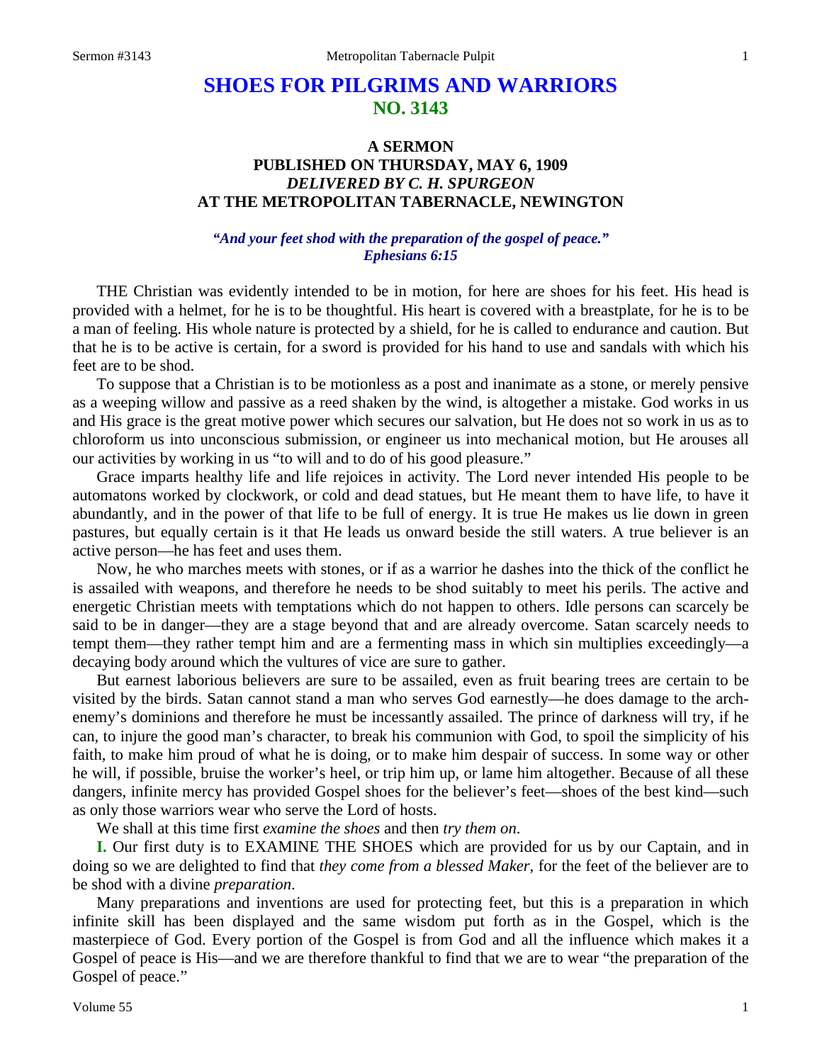# SHOES FOR PILGRIMS AND WARRIORS
## NO. 3143

### A SERMON
### PUBLISHED ON THURSDAY, MAY 6, 1909
### *DELIVERED BY C. H. SPURGEON*
### AT THE METROPOLITAN TABERNACLE, NEWINGTON

***"And your feet shod with the preparation of the gospel of peace."***
***Ephesians 6:15***

THE Christian was evidently intended to be in motion, for here are shoes for his feet. His head is provided with a helmet, for he is to be thoughtful. His heart is covered with a breastplate, for he is to be a man of feeling. His whole nature is protected by a shield, for he is called to endurance and caution. But that he is to be active is certain, for a sword is provided for his hand to use and sandals with which his feet are to be shod.

To suppose that a Christian is to be motionless as a post and inanimate as a stone, or merely pensive as a weeping willow and passive as a reed shaken by the wind, is altogether a mistake. God works in us and His grace is the great motive power which secures our salvation, but He does not so work in us as to chloroform us into unconscious submission, or engineer us into mechanical motion, but He arouses all our activities by working in us "to will and to do of his good pleasure."

Grace imparts healthy life and life rejoices in activity. The Lord never intended His people to be automatons worked by clockwork, or cold and dead statues, but He meant them to have life, to have it abundantly, and in the power of that life to be full of energy. It is true He makes us lie down in green pastures, but equally certain is it that He leads us onward beside the still waters. A true believer is an active person—he has feet and uses them.

Now, he who marches meets with stones, or if as a warrior he dashes into the thick of the conflict he is assailed with weapons, and therefore he needs to be shod suitably to meet his perils. The active and energetic Christian meets with temptations which do not happen to others. Idle persons can scarcely be said to be in danger—they are a stage beyond that and are already overcome. Satan scarcely needs to tempt them—they rather tempt him and are a fermenting mass in which sin multiplies exceedingly—a decaying body around which the vultures of vice are sure to gather.

But earnest laborious believers are sure to be assailed, even as fruit bearing trees are certain to be visited by the birds. Satan cannot stand a man who serves God earnestly—he does damage to the arch-enemy's dominions and therefore he must be incessantly assailed. The prince of darkness will try, if he can, to injure the good man's character, to break his communion with God, to spoil the simplicity of his faith, to make him proud of what he is doing, or to make him despair of success. In some way or other he will, if possible, bruise the worker's heel, or trip him up, or lame him altogether. Because of all these dangers, infinite mercy has provided Gospel shoes for the believer's feet—shoes of the best kind—such as only those warriors wear who serve the Lord of hosts.

We shall at this time first *examine the shoes* and then *try them on*.

**I.** Our first duty is to EXAMINE THE SHOES which are provided for us by our Captain, and in doing so we are delighted to find that *they come from a blessed Maker*, for the feet of the believer are to be shod with a divine *preparation*.

Many preparations and inventions are used for protecting feet, but this is a preparation in which infinite skill has been displayed and the same wisdom put forth as in the Gospel, which is the masterpiece of God. Every portion of the Gospel is from God and all the influence which makes it a Gospel of peace is His—and we are therefore thankful to find that we are to wear "the preparation of the Gospel of peace."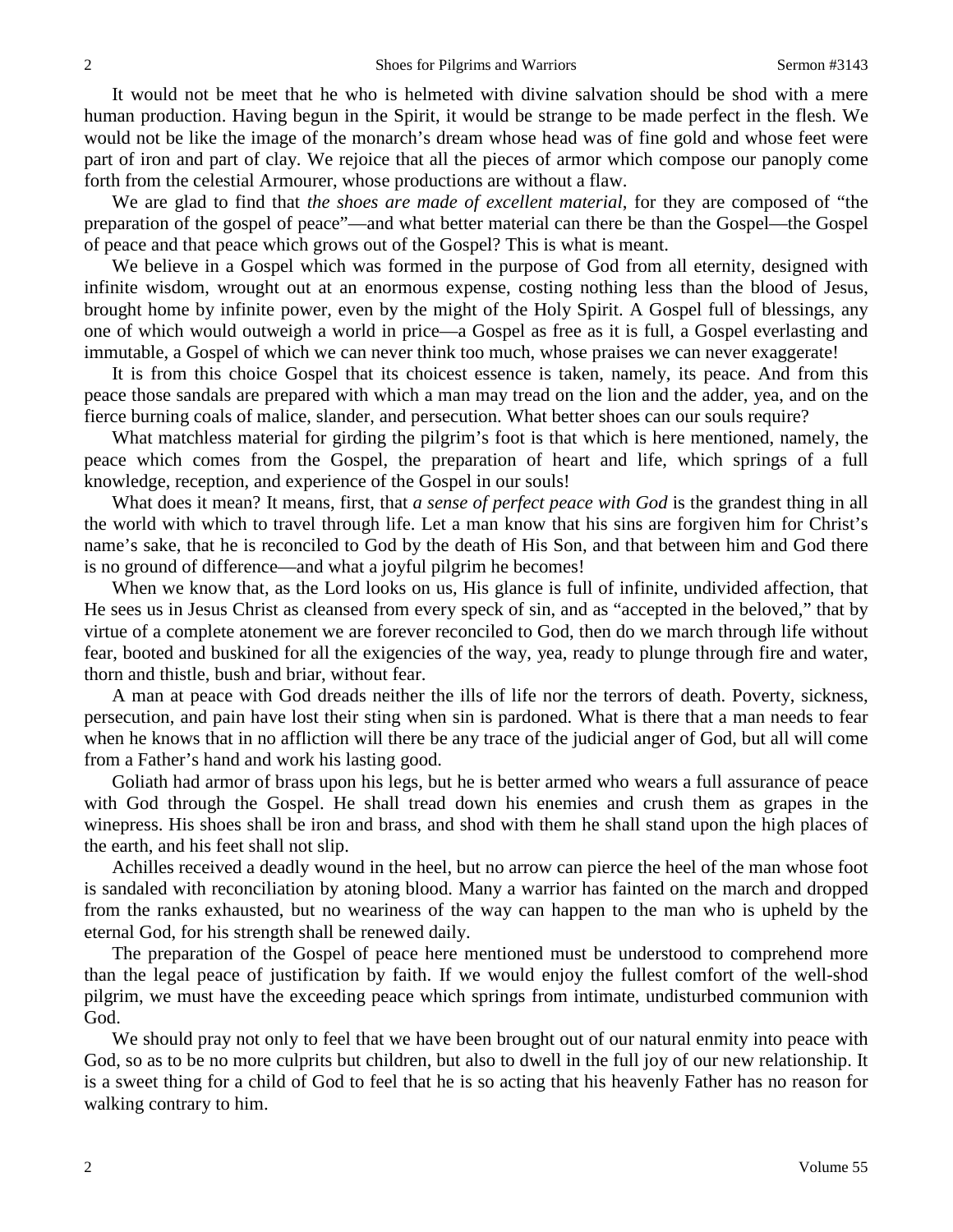It would not be meet that he who is helmeted with divine salvation should be shod with a mere human production. Having begun in the Spirit, it would be strange to be made perfect in the flesh. We would not be like the image of the monarch's dream whose head was of fine gold and whose feet were part of iron and part of clay. We rejoice that all the pieces of armor which compose our panoply come forth from the celestial Armourer, whose productions are without a flaw.

We are glad to find that *the shoes are made of excellent material*, for they are composed of "the preparation of the gospel of peace"—and what better material can there be than the Gospel—the Gospel of peace and that peace which grows out of the Gospel? This is what is meant.

We believe in a Gospel which was formed in the purpose of God from all eternity, designed with infinite wisdom, wrought out at an enormous expense, costing nothing less than the blood of Jesus, brought home by infinite power, even by the might of the Holy Spirit. A Gospel full of blessings, any one of which would outweigh a world in price—a Gospel as free as it is full, a Gospel everlasting and immutable, a Gospel of which we can never think too much, whose praises we can never exaggerate!

It is from this choice Gospel that its choicest essence is taken, namely, its peace. And from this peace those sandals are prepared with which a man may tread on the lion and the adder, yea, and on the fierce burning coals of malice, slander, and persecution. What better shoes can our souls require?

What matchless material for girding the pilgrim's foot is that which is here mentioned, namely, the peace which comes from the Gospel, the preparation of heart and life, which springs of a full knowledge, reception, and experience of the Gospel in our souls!

What does it mean? It means, first, that *a sense of perfect peace with God* is the grandest thing in all the world with which to travel through life. Let a man know that his sins are forgiven him for Christ's name's sake, that he is reconciled to God by the death of His Son, and that between him and God there is no ground of difference—and what a joyful pilgrim he becomes!

When we know that, as the Lord looks on us, His glance is full of infinite, undivided affection, that He sees us in Jesus Christ as cleansed from every speck of sin, and as "accepted in the beloved," that by virtue of a complete atonement we are forever reconciled to God, then do we march through life without fear, booted and buskined for all the exigencies of the way, yea, ready to plunge through fire and water, thorn and thistle, bush and briar, without fear.

A man at peace with God dreads neither the ills of life nor the terrors of death. Poverty, sickness, persecution, and pain have lost their sting when sin is pardoned. What is there that a man needs to fear when he knows that in no affliction will there be any trace of the judicial anger of God, but all will come from a Father's hand and work his lasting good.

Goliath had armor of brass upon his legs, but he is better armed who wears a full assurance of peace with God through the Gospel. He shall tread down his enemies and crush them as grapes in the winepress. His shoes shall be iron and brass, and shod with them he shall stand upon the high places of the earth, and his feet shall not slip.

Achilles received a deadly wound in the heel, but no arrow can pierce the heel of the man whose foot is sandaled with reconciliation by atoning blood. Many a warrior has fainted on the march and dropped from the ranks exhausted, but no weariness of the way can happen to the man who is upheld by the eternal God, for his strength shall be renewed daily.

The preparation of the Gospel of peace here mentioned must be understood to comprehend more than the legal peace of justification by faith. If we would enjoy the fullest comfort of the well-shod pilgrim, we must have the exceeding peace which springs from intimate, undisturbed communion with God.

We should pray not only to feel that we have been brought out of our natural enmity into peace with God, so as to be no more culprits but children, but also to dwell in the full joy of our new relationship. It is a sweet thing for a child of God to feel that he is so acting that his heavenly Father has no reason for walking contrary to him.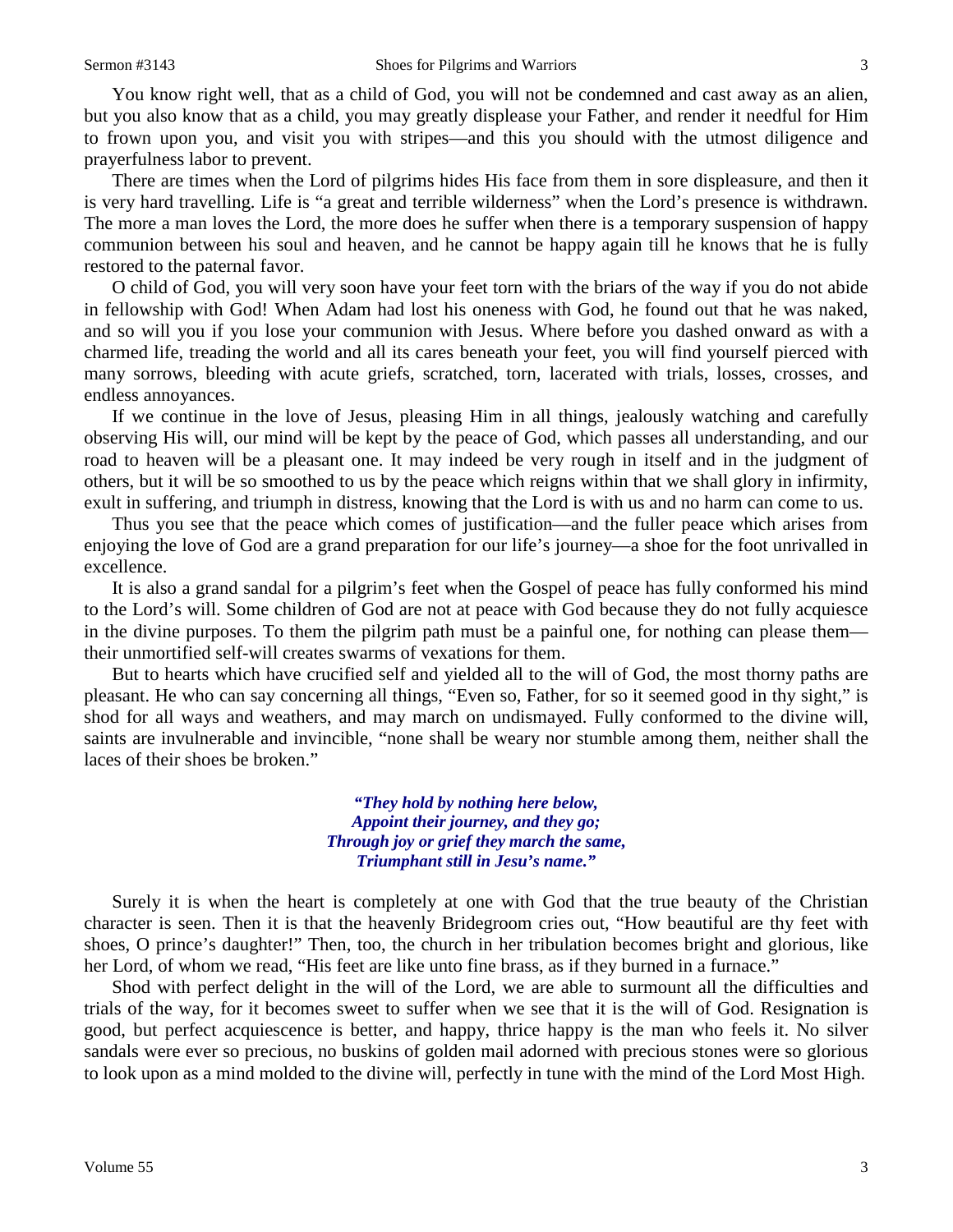You know right well, that as a child of God, you will not be condemned and cast away as an alien, but you also know that as a child, you may greatly displease your Father, and render it needful for Him to frown upon you, and visit you with stripes—and this you should with the utmost diligence and prayerfulness labor to prevent.

There are times when the Lord of pilgrims hides His face from them in sore displeasure, and then it is very hard travelling. Life is "a great and terrible wilderness" when the Lord's presence is withdrawn. The more a man loves the Lord, the more does he suffer when there is a temporary suspension of happy communion between his soul and heaven, and he cannot be happy again till he knows that he is fully restored to the paternal favor.

O child of God, you will very soon have your feet torn with the briars of the way if you do not abide in fellowship with God! When Adam had lost his oneness with God, he found out that he was naked, and so will you if you lose your communion with Jesus. Where before you dashed onward as with a charmed life, treading the world and all its cares beneath your feet, you will find yourself pierced with many sorrows, bleeding with acute griefs, scratched, torn, lacerated with trials, losses, crosses, and endless annoyances.

If we continue in the love of Jesus, pleasing Him in all things, jealously watching and carefully observing His will, our mind will be kept by the peace of God, which passes all understanding, and our road to heaven will be a pleasant one. It may indeed be very rough in itself and in the judgment of others, but it will be so smoothed to us by the peace which reigns within that we shall glory in infirmity, exult in suffering, and triumph in distress, knowing that the Lord is with us and no harm can come to us.

Thus you see that the peace which comes of justification—and the fuller peace which arises from enjoying the love of God are a grand preparation for our life's journey—a shoe for the foot unrivalled in excellence.

It is also a grand sandal for a pilgrim's feet when the Gospel of peace has fully conformed his mind to the Lord's will. Some children of God are not at peace with God because they do not fully acquiesce in the divine purposes. To them the pilgrim path must be a painful one, for nothing can please them—their unmortified self-will creates swarms of vexations for them.

But to hearts which have crucified self and yielded all to the will of God, the most thorny paths are pleasant. He who can say concerning all things, "Even so, Father, for so it seemed good in thy sight," is shod for all ways and weathers, and may march on undismayed. Fully conformed to the divine will, saints are invulnerable and invincible, "none shall be weary nor stumble among them, neither shall the laces of their shoes be broken."

> ***"They hold by nothing here below,***
> ***Appoint their journey, and they go;***
> ***Through joy or grief they march the same,***
> ***Triumphant still in Jesu's name."***

Surely it is when the heart is completely at one with God that the true beauty of the Christian character is seen. Then it is that the heavenly Bridegroom cries out, "How beautiful are thy feet with shoes, O prince's daughter!" Then, too, the church in her tribulation becomes bright and glorious, like her Lord, of whom we read, "His feet are like unto fine brass, as if they burned in a furnace."

Shod with perfect delight in the will of the Lord, we are able to surmount all the difficulties and trials of the way, for it becomes sweet to suffer when we see that it is the will of God. Resignation is good, but perfect acquiescence is better, and happy, thrice happy is the man who feels it. No silver sandals were ever so precious, no buskins of golden mail adorned with precious stones were so glorious to look upon as a mind molded to the divine will, perfectly in tune with the mind of the Lord Most High.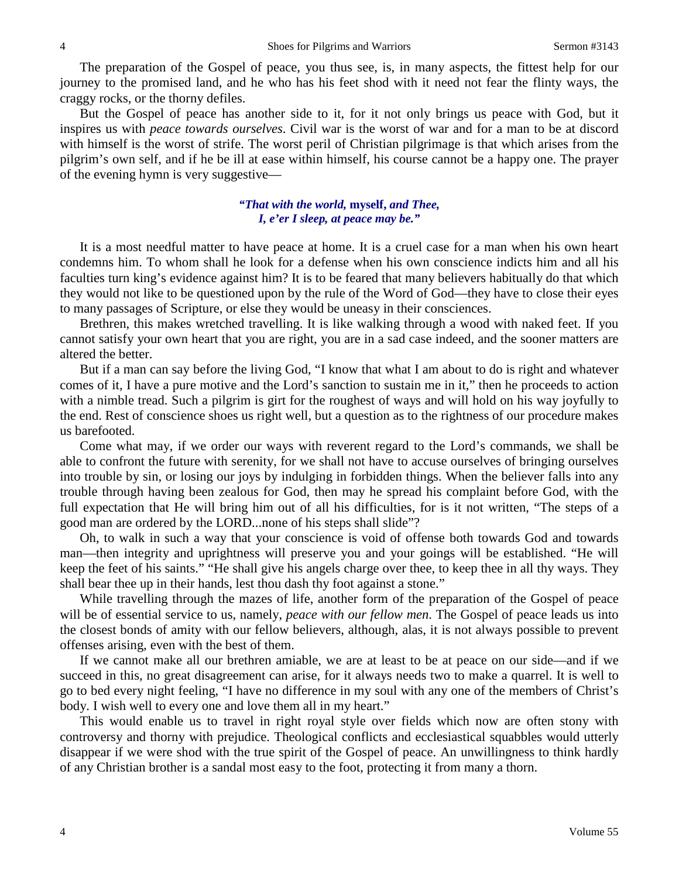The preparation of the Gospel of peace, you thus see, is, in many aspects, the fittest help for our journey to the promised land, and he who has his feet shod with it need not fear the flinty ways, the craggy rocks, or the thorny defiles.

But the Gospel of peace has another side to it, for it not only brings us peace with God, but it inspires us with *peace towards ourselves*. Civil war is the worst of war and for a man to be at discord with himself is the worst of strife. The worst peril of Christian pilgrimage is that which arises from the pilgrim's own self, and if he be ill at ease within himself, his course cannot be a happy one. The prayer of the evening hymn is very suggestive—

> *"That with the world,* **myself**, *and Thee,*
> *I, e'er I sleep, at peace may be."*

It is a most needful matter to have peace at home. It is a cruel case for a man when his own heart condemns him. To whom shall he look for a defense when his own conscience indicts him and all his faculties turn king's evidence against him? It is to be feared that many believers habitually do that which they would not like to be questioned upon by the rule of the Word of God—they have to close their eyes to many passages of Scripture, or else they would be uneasy in their consciences.

Brethren, this makes wretched travelling. It is like walking through a wood with naked feet. If you cannot satisfy your own heart that you are right, you are in a sad case indeed, and the sooner matters are altered the better.

But if a man can say before the living God, "I know that what I am about to do is right and whatever comes of it, I have a pure motive and the Lord's sanction to sustain me in it," then he proceeds to action with a nimble tread. Such a pilgrim is girt for the roughest of ways and will hold on his way joyfully to the end. Rest of conscience shoes us right well, but a question as to the rightness of our procedure makes us barefooted.

Come what may, if we order our ways with reverent regard to the Lord's commands, we shall be able to confront the future with serenity, for we shall not have to accuse ourselves of bringing ourselves into trouble by sin, or losing our joys by indulging in forbidden things. When the believer falls into any trouble through having been zealous for God, then may he spread his complaint before God, with the full expectation that He will bring him out of all his difficulties, for is it not written, "The steps of a good man are ordered by the LORD...none of his steps shall slide"?

Oh, to walk in such a way that your conscience is void of offense both towards God and towards man—then integrity and uprightness will preserve you and your goings will be established. "He will keep the feet of his saints." "He shall give his angels charge over thee, to keep thee in all thy ways. They shall bear thee up in their hands, lest thou dash thy foot against a stone."

While travelling through the mazes of life, another form of the preparation of the Gospel of peace will be of essential service to us, namely, *peace with our fellow men*. The Gospel of peace leads us into the closest bonds of amity with our fellow believers, although, alas, it is not always possible to prevent offenses arising, even with the best of them.

If we cannot make all our brethren amiable, we are at least to be at peace on our side—and if we succeed in this, no great disagreement can arise, for it always needs two to make a quarrel. It is well to go to bed every night feeling, "I have no difference in my soul with any one of the members of Christ's body. I wish well to every one and love them all in my heart."

This would enable us to travel in right royal style over fields which now are often stony with controversy and thorny with prejudice. Theological conflicts and ecclesiastical squabbles would utterly disappear if we were shod with the true spirit of the Gospel of peace. An unwillingness to think hardly of any Christian brother is a sandal most easy to the foot, protecting it from many a thorn.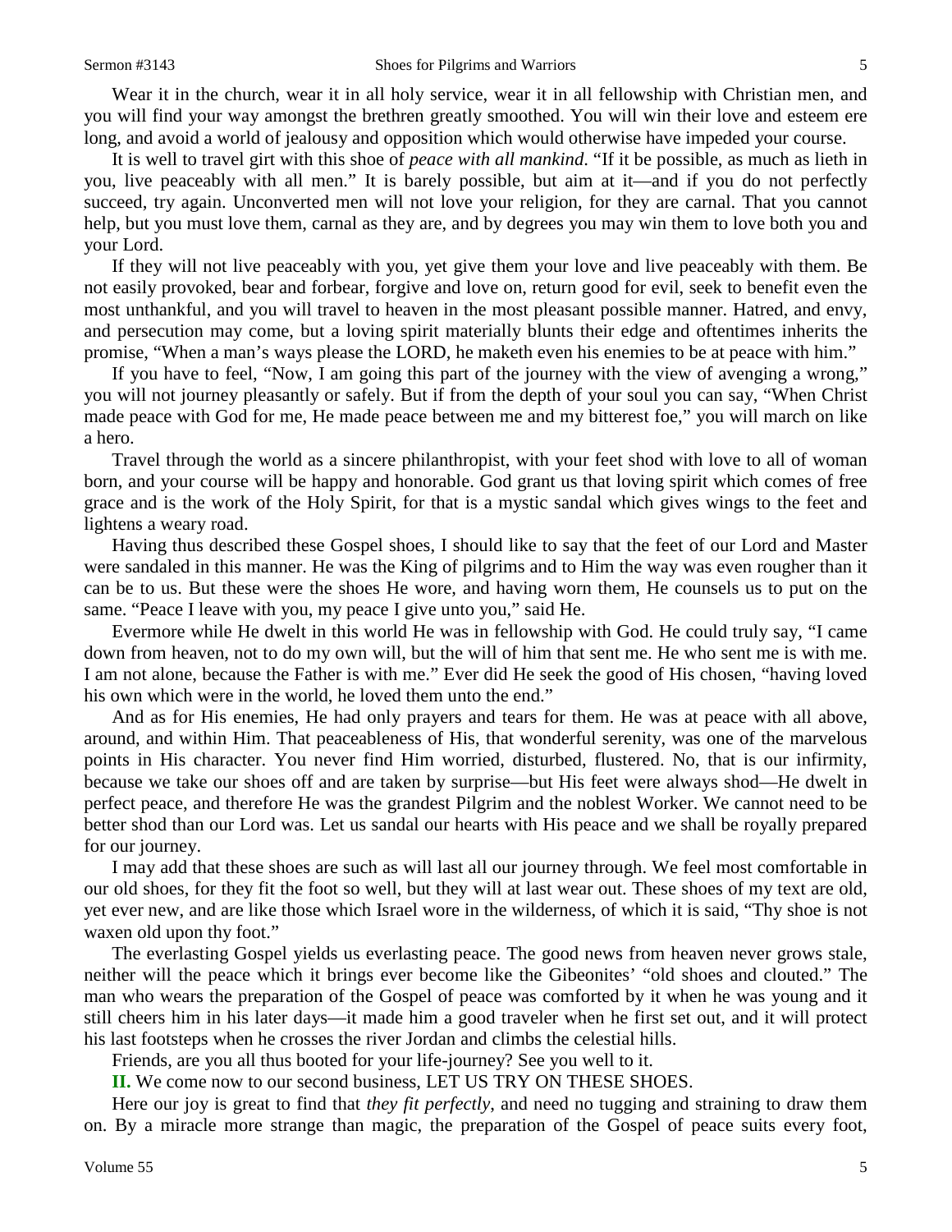Wear it in the church, wear it in all holy service, wear it in all fellowship with Christian men, and you will find your way amongst the brethren greatly smoothed. You will win their love and esteem ere long, and avoid a world of jealousy and opposition which would otherwise have impeded your course.

It is well to travel girt with this shoe of *peace with all mankind*. "If it be possible, as much as lieth in you, live peaceably with all men." It is barely possible, but aim at it—and if you do not perfectly succeed, try again. Unconverted men will not love your religion, for they are carnal. That you cannot help, but you must love them, carnal as they are, and by degrees you may win them to love both you and your Lord.

If they will not live peaceably with you, yet give them your love and live peaceably with them. Be not easily provoked, bear and forbear, forgive and love on, return good for evil, seek to benefit even the most unthankful, and you will travel to heaven in the most pleasant possible manner. Hatred, and envy, and persecution may come, but a loving spirit materially blunts their edge and oftentimes inherits the promise, "When a man's ways please the LORD, he maketh even his enemies to be at peace with him."

If you have to feel, "Now, I am going this part of the journey with the view of avenging a wrong," you will not journey pleasantly or safely. But if from the depth of your soul you can say, "When Christ made peace with God for me, He made peace between me and my bitterest foe," you will march on like a hero.

Travel through the world as a sincere philanthropist, with your feet shod with love to all of woman born, and your course will be happy and honorable. God grant us that loving spirit which comes of free grace and is the work of the Holy Spirit, for that is a mystic sandal which gives wings to the feet and lightens a weary road.

Having thus described these Gospel shoes, I should like to say that the feet of our Lord and Master were sandaled in this manner. He was the King of pilgrims and to Him the way was even rougher than it can be to us. But these were the shoes He wore, and having worn them, He counsels us to put on the same. "Peace I leave with you, my peace I give unto you," said He.

Evermore while He dwelt in this world He was in fellowship with God. He could truly say, "I came down from heaven, not to do my own will, but the will of him that sent me. He who sent me is with me. I am not alone, because the Father is with me." Ever did He seek the good of His chosen, "having loved his own which were in the world, he loved them unto the end."

And as for His enemies, He had only prayers and tears for them. He was at peace with all above, around, and within Him. That peaceableness of His, that wonderful serenity, was one of the marvelous points in His character. You never find Him worried, disturbed, flustered. No, that is our infirmity, because we take our shoes off and are taken by surprise—but His feet were always shod—He dwelt in perfect peace, and therefore He was the grandest Pilgrim and the noblest Worker. We cannot need to be better shod than our Lord was. Let us sandal our hearts with His peace and we shall be royally prepared for our journey.

I may add that these shoes are such as will last all our journey through. We feel most comfortable in our old shoes, for they fit the foot so well, but they will at last wear out. These shoes of my text are old, yet ever new, and are like those which Israel wore in the wilderness, of which it is said, "Thy shoe is not waxen old upon thy foot."

The everlasting Gospel yields us everlasting peace. The good news from heaven never grows stale, neither will the peace which it brings ever become like the Gibeonites' "old shoes and clouted." The man who wears the preparation of the Gospel of peace was comforted by it when he was young and it still cheers him in his later days—it made him a good traveler when he first set out, and it will protect his last footsteps when he crosses the river Jordan and climbs the celestial hills.

Friends, are you all thus booted for your life-journey? See you well to it.

**II.** We come now to our second business, LET US TRY ON THESE SHOES.

Here our joy is great to find that *they fit perfectly*, and need no tugging and straining to draw them on. By a miracle more strange than magic, the preparation of the Gospel of peace suits every foot,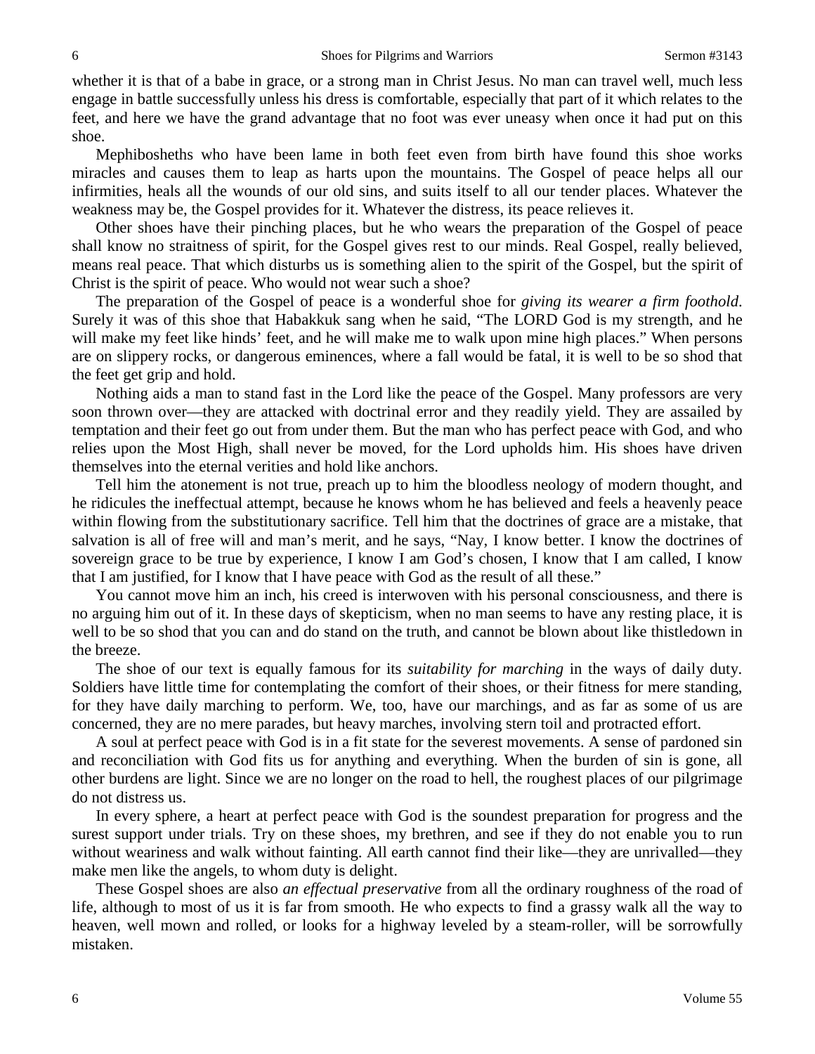whether it is that of a babe in grace, or a strong man in Christ Jesus. No man can travel well, much less engage in battle successfully unless his dress is comfortable, especially that part of it which relates to the feet, and here we have the grand advantage that no foot was ever uneasy when once it had put on this shoe.

Mephibosheths who have been lame in both feet even from birth have found this shoe works miracles and causes them to leap as harts upon the mountains. The Gospel of peace helps all our infirmities, heals all the wounds of our old sins, and suits itself to all our tender places. Whatever the weakness may be, the Gospel provides for it. Whatever the distress, its peace relieves it.

Other shoes have their pinching places, but he who wears the preparation of the Gospel of peace shall know no straitness of spirit, for the Gospel gives rest to our minds. Real Gospel, really believed, means real peace. That which disturbs us is something alien to the spirit of the Gospel, but the spirit of Christ is the spirit of peace. Who would not wear such a shoe?

The preparation of the Gospel of peace is a wonderful shoe for *giving its wearer a firm foothold*. Surely it was of this shoe that Habakkuk sang when he said, "The LORD God is my strength, and he will make my feet like hinds' feet, and he will make me to walk upon mine high places." When persons are on slippery rocks, or dangerous eminences, where a fall would be fatal, it is well to be so shod that the feet get grip and hold.

Nothing aids a man to stand fast in the Lord like the peace of the Gospel. Many professors are very soon thrown over—they are attacked with doctrinal error and they readily yield. They are assailed by temptation and their feet go out from under them. But the man who has perfect peace with God, and who relies upon the Most High, shall never be moved, for the Lord upholds him. His shoes have driven themselves into the eternal verities and hold like anchors.

Tell him the atonement is not true, preach up to him the bloodless neology of modern thought, and he ridicules the ineffectual attempt, because he knows whom he has believed and feels a heavenly peace within flowing from the substitutionary sacrifice. Tell him that the doctrines of grace are a mistake, that salvation is all of free will and man's merit, and he says, "Nay, I know better. I know the doctrines of sovereign grace to be true by experience, I know I am God's chosen, I know that I am called, I know that I am justified, for I know that I have peace with God as the result of all these."

You cannot move him an inch, his creed is interwoven with his personal consciousness, and there is no arguing him out of it. In these days of skepticism, when no man seems to have any resting place, it is well to be so shod that you can and do stand on the truth, and cannot be blown about like thistledown in the breeze.

The shoe of our text is equally famous for its *suitability for marching* in the ways of daily duty. Soldiers have little time for contemplating the comfort of their shoes, or their fitness for mere standing, for they have daily marching to perform. We, too, have our marchings, and as far as some of us are concerned, they are no mere parades, but heavy marches, involving stern toil and protracted effort.

A soul at perfect peace with God is in a fit state for the severest movements. A sense of pardoned sin and reconciliation with God fits us for anything and everything. When the burden of sin is gone, all other burdens are light. Since we are no longer on the road to hell, the roughest places of our pilgrimage do not distress us.

In every sphere, a heart at perfect peace with God is the soundest preparation for progress and the surest support under trials. Try on these shoes, my brethren, and see if they do not enable you to run without weariness and walk without fainting. All earth cannot find their like—they are unrivalled—they make men like the angels, to whom duty is delight.

These Gospel shoes are also *an effectual preservative* from all the ordinary roughness of the road of life, although to most of us it is far from smooth. He who expects to find a grassy walk all the way to heaven, well mown and rolled, or looks for a highway leveled by a steam-roller, will be sorrowfully mistaken.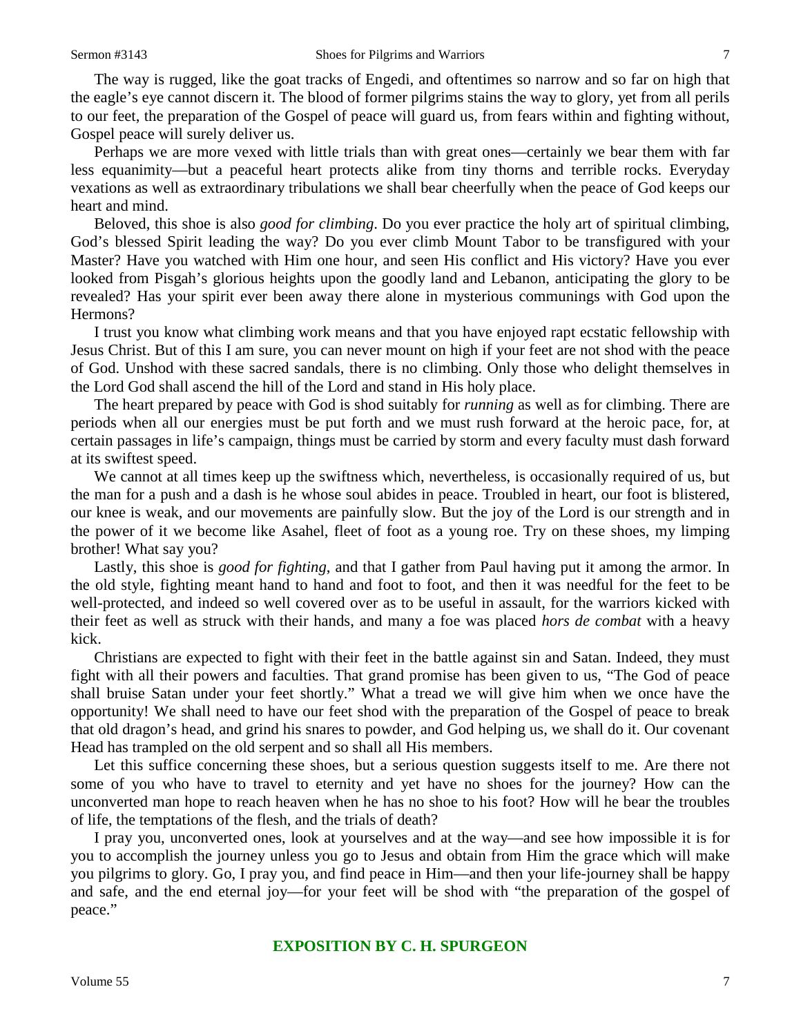The way is rugged, like the goat tracks of Engedi, and oftentimes so narrow and so far on high that the eagle's eye cannot discern it. The blood of former pilgrims stains the way to glory, yet from all perils to our feet, the preparation of the Gospel of peace will guard us, from fears within and fighting without, Gospel peace will surely deliver us.

Perhaps we are more vexed with little trials than with great ones—certainly we bear them with far less equanimity—but a peaceful heart protects alike from tiny thorns and terrible rocks. Everyday vexations as well as extraordinary tribulations we shall bear cheerfully when the peace of God keeps our heart and mind.

Beloved, this shoe is also *good for climbing*. Do you ever practice the holy art of spiritual climbing, God's blessed Spirit leading the way? Do you ever climb Mount Tabor to be transfigured with your Master? Have you watched with Him one hour, and seen His conflict and His victory? Have you ever looked from Pisgah's glorious heights upon the goodly land and Lebanon, anticipating the glory to be revealed? Has your spirit ever been away there alone in mysterious communings with God upon the Hermons?

I trust you know what climbing work means and that you have enjoyed rapt ecstatic fellowship with Jesus Christ. But of this I am sure, you can never mount on high if your feet are not shod with the peace of God. Unshod with these sacred sandals, there is no climbing. Only those who delight themselves in the Lord God shall ascend the hill of the Lord and stand in His holy place.

The heart prepared by peace with God is shod suitably for *running* as well as for climbing. There are periods when all our energies must be put forth and we must rush forward at the heroic pace, for, at certain passages in life's campaign, things must be carried by storm and every faculty must dash forward at its swiftest speed.

We cannot at all times keep up the swiftness which, nevertheless, is occasionally required of us, but the man for a push and a dash is he whose soul abides in peace. Troubled in heart, our foot is blistered, our knee is weak, and our movements are painfully slow. But the joy of the Lord is our strength and in the power of it we become like Asahel, fleet of foot as a young roe. Try on these shoes, my limping brother! What say you?

Lastly, this shoe is *good for fighting*, and that I gather from Paul having put it among the armor. In the old style, fighting meant hand to hand and foot to foot, and then it was needful for the feet to be well-protected, and indeed so well covered over as to be useful in assault, for the warriors kicked with their feet as well as struck with their hands, and many a foe was placed *hors de combat* with a heavy kick.

Christians are expected to fight with their feet in the battle against sin and Satan. Indeed, they must fight with all their powers and faculties. That grand promise has been given to us, "The God of peace shall bruise Satan under your feet shortly." What a tread we will give him when we once have the opportunity! We shall need to have our feet shod with the preparation of the Gospel of peace to break that old dragon's head, and grind his snares to powder, and God helping us, we shall do it. Our covenant Head has trampled on the old serpent and so shall all His members.

Let this suffice concerning these shoes, but a serious question suggests itself to me. Are there not some of you who have to travel to eternity and yet have no shoes for the journey? How can the unconverted man hope to reach heaven when he has no shoe to his foot? How will he bear the troubles of life, the temptations of the flesh, and the trials of death?

I pray you, unconverted ones, look at yourselves and at the way—and see how impossible it is for you to accomplish the journey unless you go to Jesus and obtain from Him the grace which will make you pilgrims to glory. Go, I pray you, and find peace in Him—and then your life-journey shall be happy and safe, and the end eternal joy—for your feet will be shod with "the preparation of the gospel of peace."

## EXPOSITION BY C. H. SPURGEON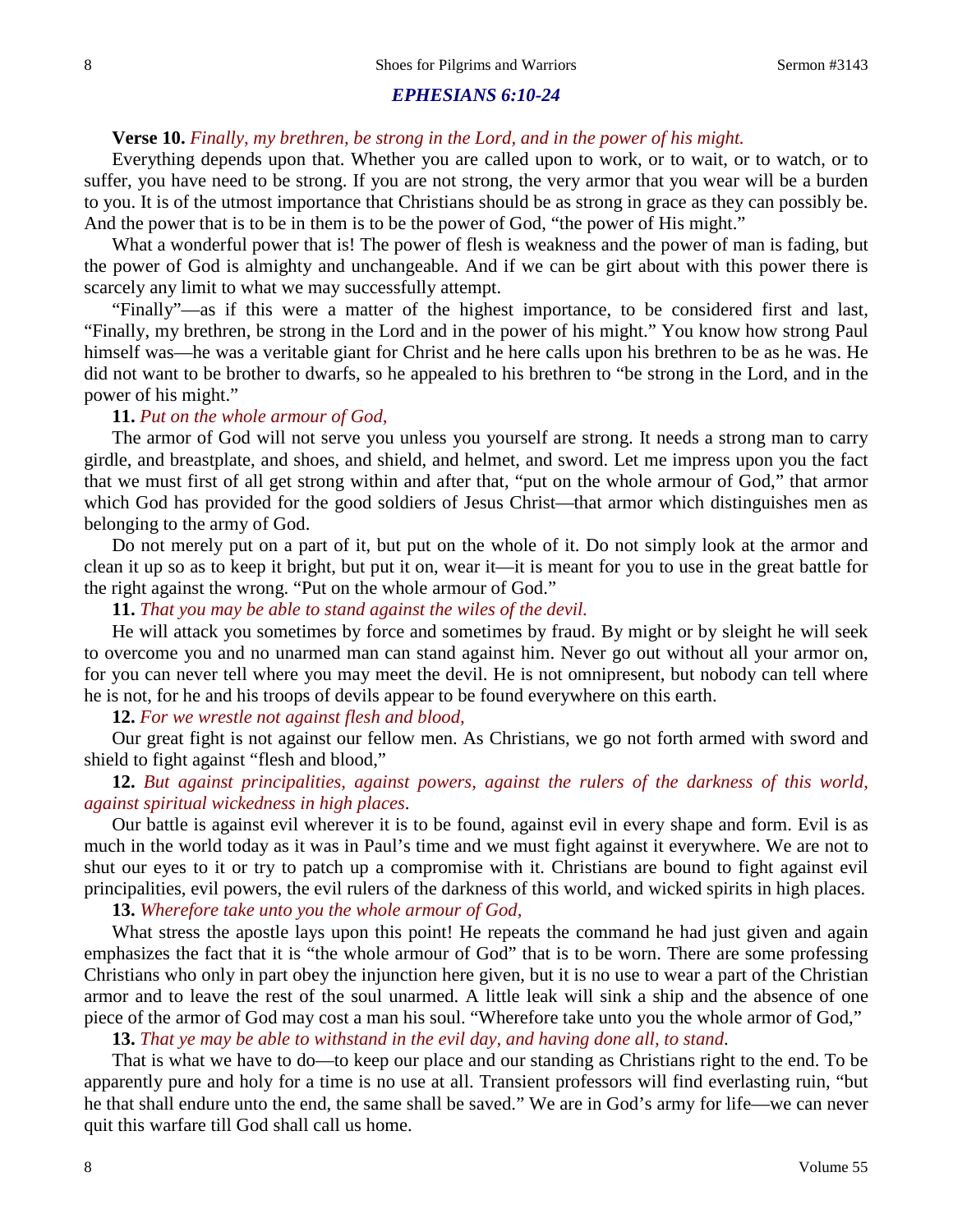## *EPHESIANS 6:10-24*

**Verse 10.** *Finally, my brethren, be strong in the Lord, and in the power of his might.*

Everything depends upon that. Whether you are called upon to work, or to wait, or to watch, or to suffer, you have need to be strong. If you are not strong, the very armor that you wear will be a burden to you. It is of the utmost importance that Christians should be as strong in grace as they can possibly be. And the power that is to be in them is to be the power of God, "the power of His might."

What a wonderful power that is! The power of flesh is weakness and the power of man is fading, but the power of God is almighty and unchangeable. And if we can be girt about with this power there is scarcely any limit to what we may successfully attempt.

"Finally"—as if this were a matter of the highest importance, to be considered first and last, "Finally, my brethren, be strong in the Lord and in the power of his might." You know how strong Paul himself was—he was a veritable giant for Christ and he here calls upon his brethren to be as he was. He did not want to be brother to dwarfs, so he appealed to his brethren to "be strong in the Lord, and in the power of his might."

**11.** *Put on the whole armour of God,*

The armor of God will not serve you unless you yourself are strong. It needs a strong man to carry girdle, and breastplate, and shoes, and shield, and helmet, and sword. Let me impress upon you the fact that we must first of all get strong within and after that, "put on the whole armour of God," that armor which God has provided for the good soldiers of Jesus Christ—that armor which distinguishes men as belonging to the army of God.

Do not merely put on a part of it, but put on the whole of it. Do not simply look at the armor and clean it up so as to keep it bright, but put it on, wear it—it is meant for you to use in the great battle for the right against the wrong. "Put on the whole armour of God."

**11.** *That you may be able to stand against the wiles of the devil.*

He will attack you sometimes by force and sometimes by fraud. By might or by sleight he will seek to overcome you and no unarmed man can stand against him. Never go out without all your armor on, for you can never tell where you may meet the devil. He is not omnipresent, but nobody can tell where he is not, for he and his troops of devils appear to be found everywhere on this earth.

**12.** *For we wrestle not against flesh and blood,*

Our great fight is not against our fellow men. As Christians, we go not forth armed with sword and shield to fight against "flesh and blood,"

**12.** *But against principalities, against powers, against the rulers of the darkness of this world, against spiritual wickedness in high places.*

Our battle is against evil wherever it is to be found, against evil in every shape and form. Evil is as much in the world today as it was in Paul's time and we must fight against it everywhere. We are not to shut our eyes to it or try to patch up a compromise with it. Christians are bound to fight against evil principalities, evil powers, the evil rulers of the darkness of this world, and wicked spirits in high places.

**13.** *Wherefore take unto you the whole armour of God,*

What stress the apostle lays upon this point! He repeats the command he had just given and again emphasizes the fact that it is "the whole armour of God" that is to be worn. There are some professing Christians who only in part obey the injunction here given, but it is no use to wear a part of the Christian armor and to leave the rest of the soul unarmed. A little leak will sink a ship and the absence of one piece of the armor of God may cost a man his soul. "Wherefore take unto you the whole armor of God,"

**13.** *That ye may be able to withstand in the evil day, and having done all, to stand.*

That is what we have to do—to keep our place and our standing as Christians right to the end. To be apparently pure and holy for a time is no use at all. Transient professors will find everlasting ruin, "but he that shall endure unto the end, the same shall be saved." We are in God's army for life—we can never quit this warfare till God shall call us home.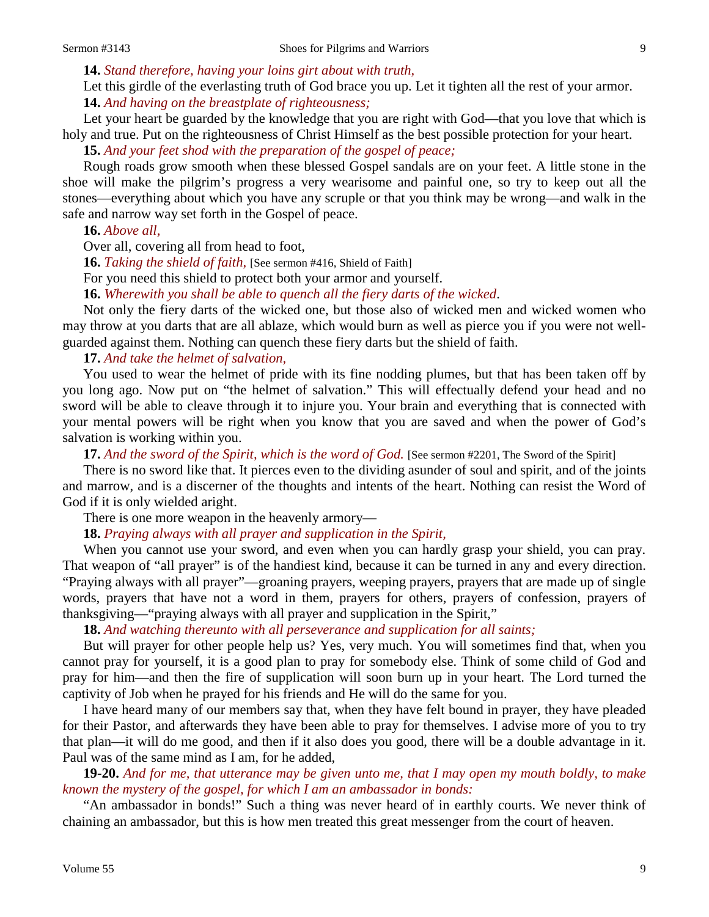**14.** *Stand therefore, having your loins girt about with truth,*

Let this girdle of the everlasting truth of God brace you up. Let it tighten all the rest of your armor.

**14.** *And having on the breastplate of righteousness;*

Let your heart be guarded by the knowledge that you are right with God—that you love that which is holy and true. Put on the righteousness of Christ Himself as the best possible protection for your heart.

**15.** *And your feet shod with the preparation of the gospel of peace;*

Rough roads grow smooth when these blessed Gospel sandals are on your feet. A little stone in the shoe will make the pilgrim's progress a very wearisome and painful one, so try to keep out all the stones—everything about which you have any scruple or that you think may be wrong—and walk in the safe and narrow way set forth in the Gospel of peace.

**16.** *Above all,*

Over all, covering all from head to foot,

**16.** *Taking the shield of faith,* [See sermon #416, Shield of Faith]

For you need this shield to protect both your armor and yourself.

**16.** *Wherewith you shall be able to quench all the fiery darts of the wicked.*

Not only the fiery darts of the wicked one, but those also of wicked men and wicked women who may throw at you darts that are all ablaze, which would burn as well as pierce you if you were not well-guarded against them. Nothing can quench these fiery darts but the shield of faith.

**17.** *And take the helmet of salvation,*

You used to wear the helmet of pride with its fine nodding plumes, but that has been taken off by you long ago. Now put on "the helmet of salvation." This will effectually defend your head and no sword will be able to cleave through it to injure you. Your brain and everything that is connected with your mental powers will be right when you know that you are saved and when the power of God's salvation is working within you.

**17.** *And the sword of the Spirit, which is the word of God.* [See sermon #2201, The Sword of the Spirit]

There is no sword like that. It pierces even to the dividing asunder of soul and spirit, and of the joints and marrow, and is a discerner of the thoughts and intents of the heart. Nothing can resist the Word of God if it is only wielded aright.

There is one more weapon in the heavenly armory—

**18.** *Praying always with all prayer and supplication in the Spirit,*

When you cannot use your sword, and even when you can hardly grasp your shield, you can pray. That weapon of "all prayer" is of the handiest kind, because it can be turned in any and every direction. "Praying always with all prayer"—groaning prayers, weeping prayers, prayers that are made up of single words, prayers that have not a word in them, prayers for others, prayers of confession, prayers of thanksgiving—"praying always with all prayer and supplication in the Spirit,"

**18.** *And watching thereunto with all perseverance and supplication for all saints;*

But will prayer for other people help us? Yes, very much. You will sometimes find that, when you cannot pray for yourself, it is a good plan to pray for somebody else. Think of some child of God and pray for him—and then the fire of supplication will soon burn up in your heart. The Lord turned the captivity of Job when he prayed for his friends and He will do the same for you.

I have heard many of our members say that, when they have felt bound in prayer, they have pleaded for their Pastor, and afterwards they have been able to pray for themselves. I advise more of you to try that plan—it will do me good, and then if it also does you good, there will be a double advantage in it. Paul was of the same mind as I am, for he added,

**19-20.** *And for me, that utterance may be given unto me, that I may open my mouth boldly, to make known the mystery of the gospel, for which I am an ambassador in bonds:*

"An ambassador in bonds!" Such a thing was never heard of in earthly courts. We never think of chaining an ambassador, but this is how men treated this great messenger from the court of heaven.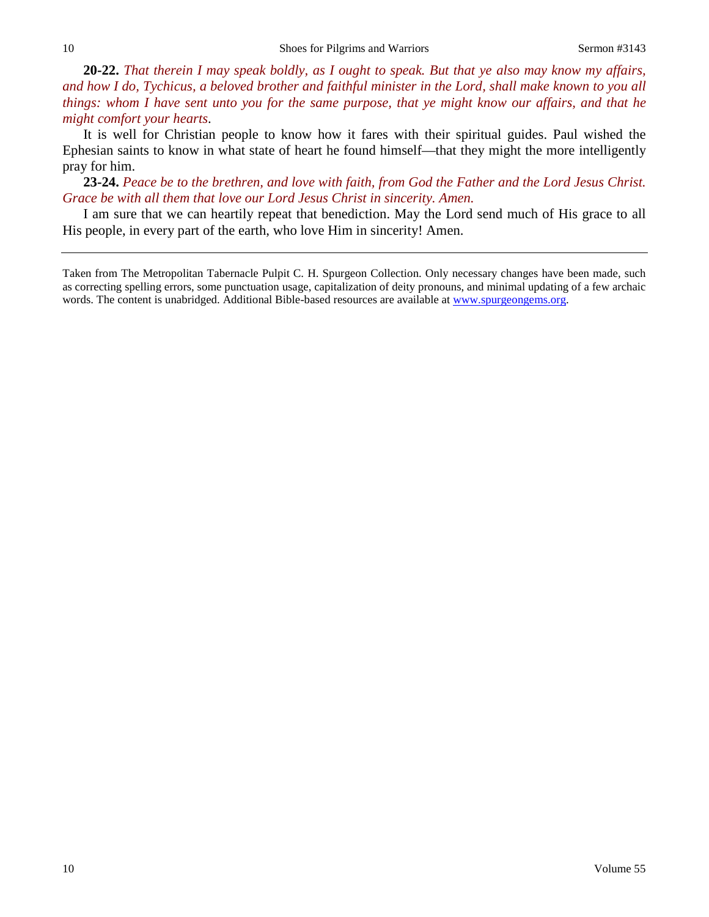**20-22.** *That therein I may speak boldly, as I ought to speak. But that ye also may know my affairs, and how I do, Tychicus, a beloved brother and faithful minister in the Lord, shall make known to you all things: whom I have sent unto you for the same purpose, that ye might know our affairs, and that he might comfort your hearts.*

It is well for Christian people to know how it fares with their spiritual guides. Paul wished the Ephesian saints to know in what state of heart he found himself—that they might the more intelligently pray for him.

**23-24.** *Peace be to the brethren, and love with faith, from God the Father and the Lord Jesus Christ. Grace be with all them that love our Lord Jesus Christ in sincerity. Amen.*

I am sure that we can heartily repeat that benediction. May the Lord send much of His grace to all His people, in every part of the earth, who love Him in sincerity! Amen.

---

Taken from The Metropolitan Tabernacle Pulpit C. H. Spurgeon Collection. Only necessary changes have been made, such as correcting spelling errors, some punctuation usage, capitalization of deity pronouns, and minimal updating of a few archaic words. The content is unabridged. Additional Bible-based resources are available at [www.spurgeongems.org](http://www.spurgeongems.org).